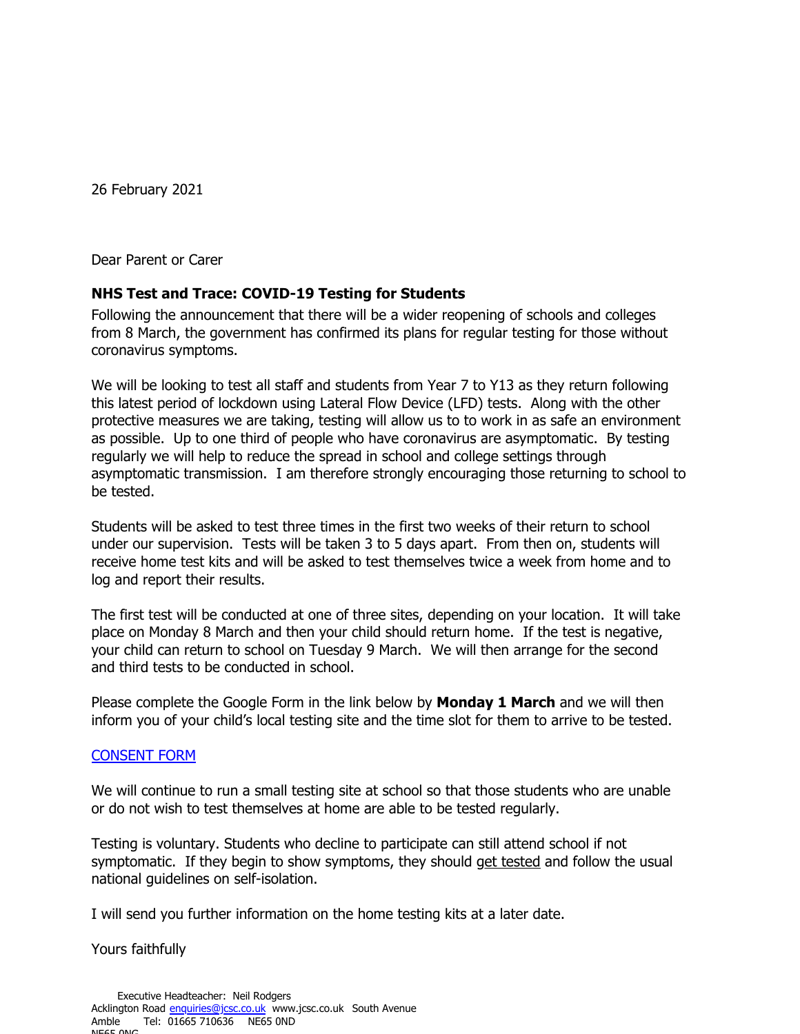26 February 2021

Dear Parent or Carer

**NHS Test and Trace: COVID-19 Testing for Students**

Following the announcement that there will be a wider reopening of schools and colleges from 8 March, the government has confirmed its plans for regular testing for those without coronavirus symptoms.

We will be looking to test all staff and students from Year 7 to Y13 as they return following this latest period of lockdown using Lateral Flow Device (LFD) tests. Along with the other protective measures we are taking, testing will allow us to to work in as safe an environment as possible. Up to one third of people who have coronavirus are asymptomatic. By testing regularly we will help to reduce the spread in school and college settings through asymptomatic transmission. I am therefore strongly encouraging those returning to school to be tested.

Students will be asked to test three times in the first two weeks of their return to school under our supervision. Tests will be taken 3 to 5 days apart. From then on, students will receive home test kits and will be asked to test themselves twice a week from home and to log and report their results.

The first test will be conducted at one of three sites, depending on your location. It will take place on Monday 8 March and then your child should return home. If the test is negative, your child can return to school on Tuesday 9 March. We will then arrange for the second and third tests to be conducted in school.

Please complete the Google Form in the link below by **Monday 1 March** and we will then inform you of your child's local testing site and the time slot for them to arrive to be tested.

CONSENT FORM

We will continue to run a small testing site at school so that those students who are unable or do not wish to test themselves at home are able to be tested regularly.

Testing is voluntary. Students who decline to participate can still attend school if not symptomatic. If they begin to show symptoms, they should get tested and follow the usual national guidelines on self-isolation.

I will send you further information on the home testing kits at a later date.

Yours faithfully

Executive Headteacher: Neil Rodgers
Acklington Road enquiries@jcsc.co.uk www.jcsc.co.uk South Avenue
Amble Tel: 01665 710636 NE65 0ND
NE65 0NG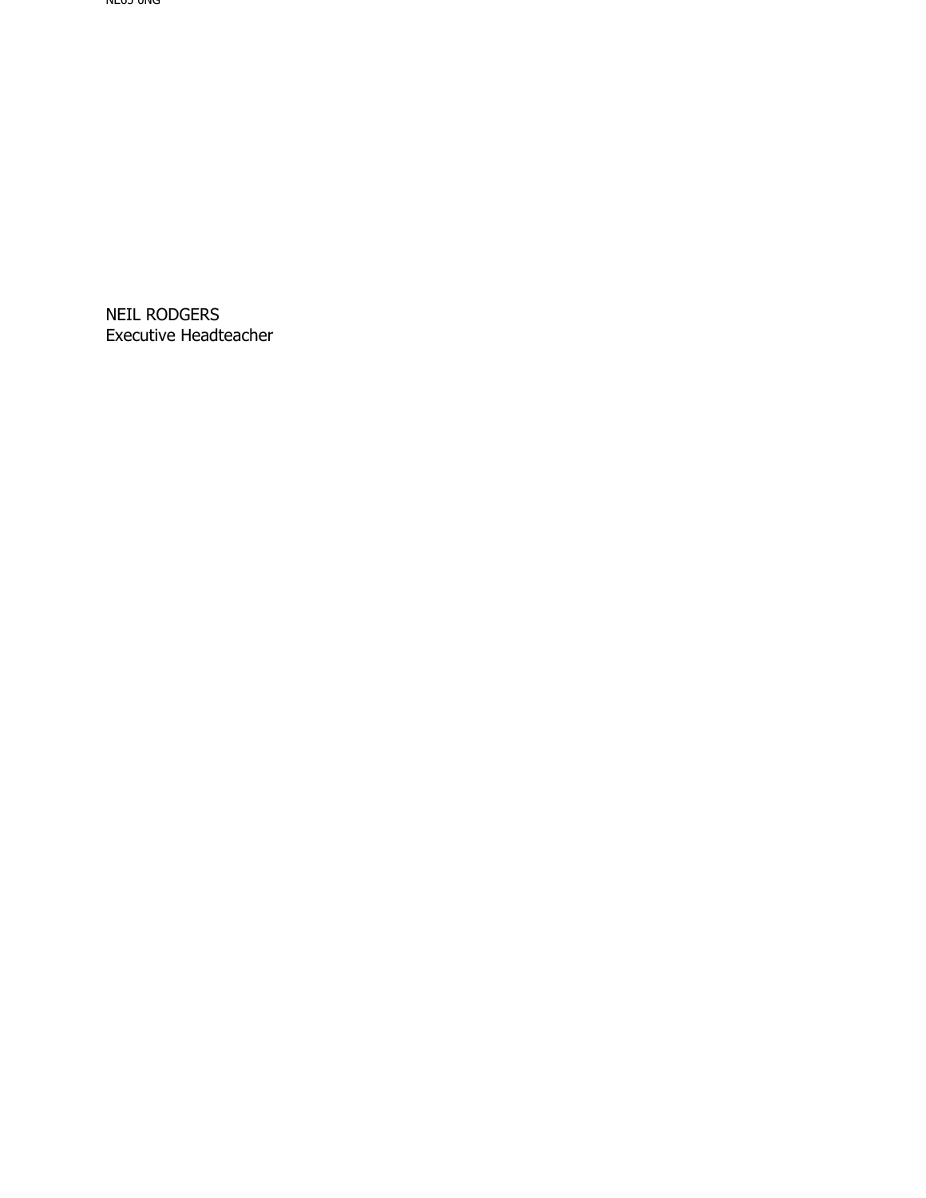NE63 0NG

NEIL RODGERS
Executive Headteacher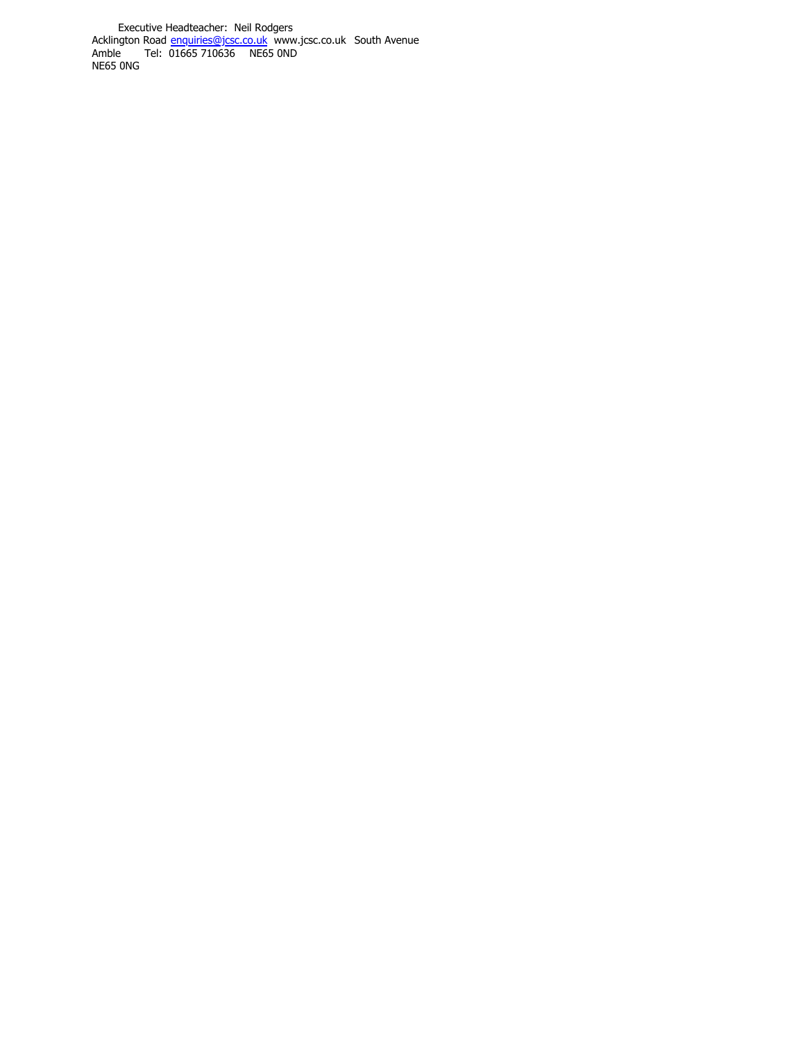Executive Headteacher: Neil Rodgers

Acklington Road enquiries@jcsc.co.uk www.jcsc.co.uk South Avenue

Amble Tel: 01665 710636 NE65 0ND

NE65 0NG